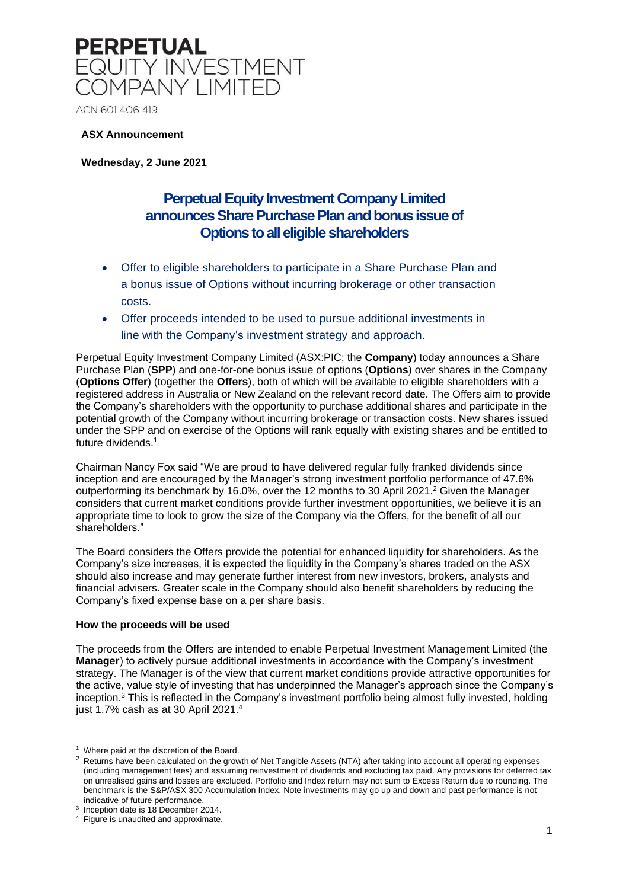# PERPETUAL EQUITY INVESTMENT COMPANY LIMITED

ACN 601 406 419

**ASX Announcement**

**Wednesday, 2 June 2021**

## Perpetual Equity Investment Company Limited announces Share Purchase Plan and bonus issue of Options to all eligible shareholders

- Offer to eligible shareholders to participate in a Share Purchase Plan and a bonus issue of Options without incurring brokerage or other transaction costs.
- Offer proceeds intended to be used to pursue additional investments in line with the Company's investment strategy and approach.

Perpetual Equity Investment Company Limited (ASX:PIC; the **Company**) today announces a Share Purchase Plan (**SPP**) and one-for-one bonus issue of options (**Options**) over shares in the Company (**Options Offer**) (together the **Offers**), both of which will be available to eligible shareholders with a registered address in Australia or New Zealand on the relevant record date. The Offers aim to provide the Company's shareholders with the opportunity to purchase additional shares and participate in the potential growth of the Company without incurring brokerage or transaction costs. New shares issued under the SPP and on exercise of the Options will rank equally with existing shares and be entitled to future dividends.[1]

Chairman Nancy Fox said "We are proud to have delivered regular fully franked dividends since inception and are encouraged by the Manager's strong investment portfolio performance of 47.6% outperforming its benchmark by 16.0%, over the 12 months to 30 April 2021.[2] Given the Manager considers that current market conditions provide further investment opportunities, we believe it is an appropriate time to look to grow the size of the Company via the Offers, for the benefit of all our shareholders."

The Board considers the Offers provide the potential for enhanced liquidity for shareholders. As the Company's size increases, it is expected the liquidity in the Company's shares traded on the ASX should also increase and may generate further interest from new investors, brokers, analysts and financial advisers. Greater scale in the Company should also benefit shareholders by reducing the Company's fixed expense base on a per share basis.

### How the proceeds will be used

The proceeds from the Offers are intended to enable Perpetual Investment Management Limited (the **Manager**) to actively pursue additional investments in accordance with the Company's investment strategy. The Manager is of the view that current market conditions provide attractive opportunities for the active, value style of investing that has underpinned the Manager's approach since the Company's inception.[3] This is reflected in the Company's investment portfolio being almost fully invested, holding just 1.7% cash as at 30 April 2021.[4]

---

[1] Where paid at the discretion of the Board.

[2] Returns have been calculated on the growth of Net Tangible Assets (NTA) after taking into account all operating expenses (including management fees) and assuming reinvestment of dividends and excluding tax paid. Any provisions for deferred tax on unrealised gains and losses are excluded. Portfolio and Index return may not sum to Excess Return due to rounding. The benchmark is the S&P/ASX 300 Accumulation Index. Note investments may go up and down and past performance is not indicative of future performance.

[3] Inception date is 18 December 2014.

[4] Figure is unaudited and approximate.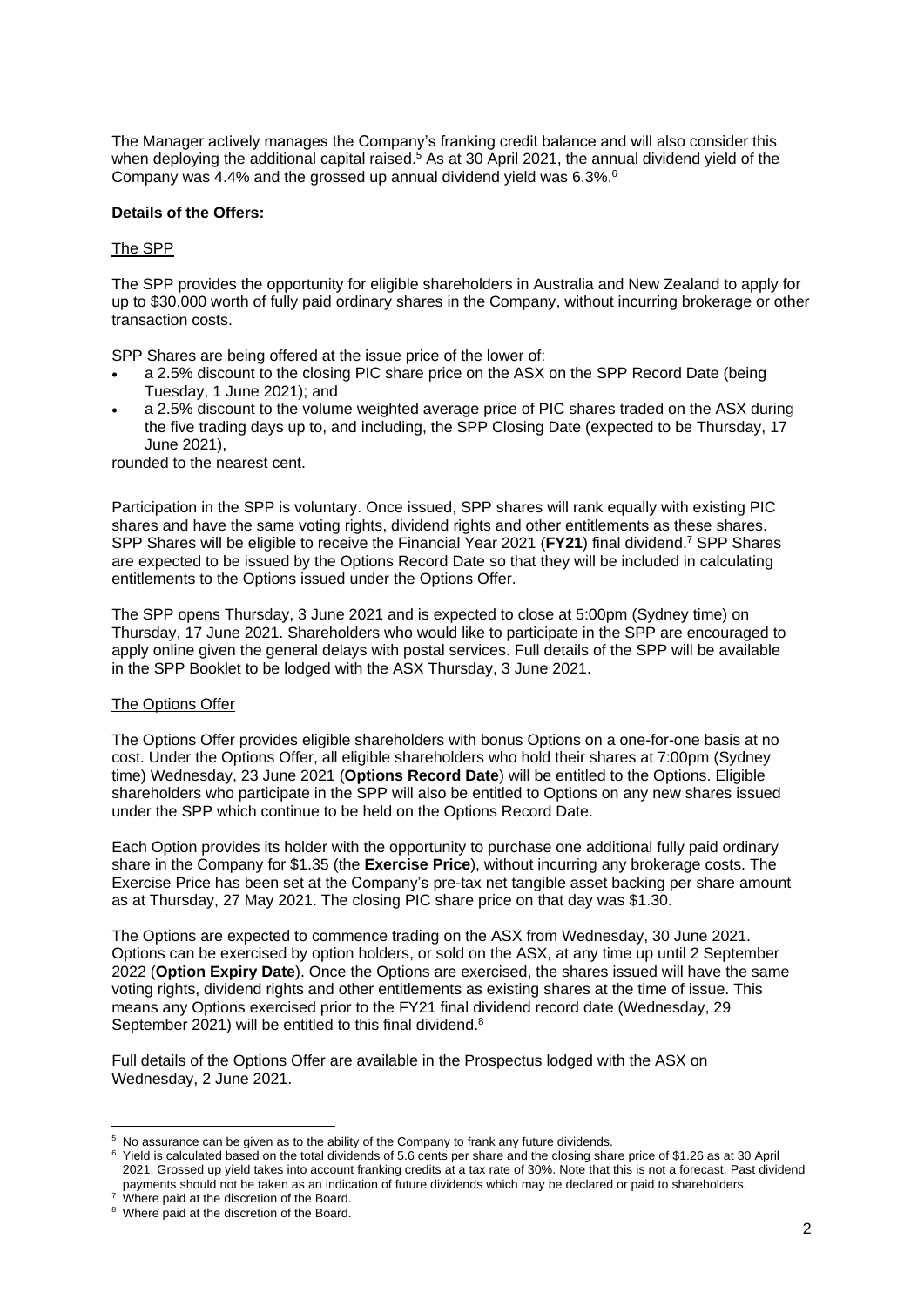The Manager actively manages the Company's franking credit balance and will also consider this when deploying the additional capital raised.[5] As at 30 April 2021, the annual dividend yield of the Company was 4.4% and the grossed up annual dividend yield was 6.3%.[6]

**Details of the Offers:**

The SPP

The SPP provides the opportunity for eligible shareholders in Australia and New Zealand to apply for up to $30,000 worth of fully paid ordinary shares in the Company, without incurring brokerage or other transaction costs.

SPP Shares are being offered at the issue price of the lower of:

- a 2.5% discount to the closing PIC share price on the ASX on the SPP Record Date (being Tuesday, 1 June 2021); and
- a 2.5% discount to the volume weighted average price of PIC shares traded on the ASX during the five trading days up to, and including, the SPP Closing Date (expected to be Thursday, 17 June 2021),

rounded to the nearest cent.

Participation in the SPP is voluntary. Once issued, SPP shares will rank equally with existing PIC shares and have the same voting rights, dividend rights and other entitlements as these shares. SPP Shares will be eligible to receive the Financial Year 2021 (**FY21**) final dividend.[7] SPP Shares are expected to be issued by the Options Record Date so that they will be included in calculating entitlements to the Options issued under the Options Offer.

The SPP opens Thursday, 3 June 2021 and is expected to close at 5:00pm (Sydney time) on Thursday, 17 June 2021. Shareholders who would like to participate in the SPP are encouraged to apply online given the general delays with postal services. Full details of the SPP will be available in the SPP Booklet to be lodged with the ASX Thursday, 3 June 2021.

The Options Offer

The Options Offer provides eligible shareholders with bonus Options on a one-for-one basis at no cost. Under the Options Offer, all eligible shareholders who hold their shares at 7:00pm (Sydney time) Wednesday, 23 June 2021 (**Options Record Date**) will be entitled to the Options. Eligible shareholders who participate in the SPP will also be entitled to Options on any new shares issued under the SPP which continue to be held on the Options Record Date.

Each Option provides its holder with the opportunity to purchase one additional fully paid ordinary share in the Company for $1.35 (the **Exercise Price**), without incurring any brokerage costs. The Exercise Price has been set at the Company's pre-tax net tangible asset backing per share amount as at Thursday, 27 May 2021. The closing PIC share price on that day was $1.30.

The Options are expected to commence trading on the ASX from Wednesday, 30 June 2021. Options can be exercised by option holders, or sold on the ASX, at any time up until 2 September 2022 (**Option Expiry Date**). Once the Options are exercised, the shares issued will have the same voting rights, dividend rights and other entitlements as existing shares at the time of issue. This means any Options exercised prior to the FY21 final dividend record date (Wednesday, 29 September 2021) will be entitled to this final dividend.[8]

Full details of the Options Offer are available in the Prospectus lodged with the ASX on Wednesday, 2 June 2021.

---

[5] No assurance can be given as to the ability of the Company to frank any future dividends.

[6] Yield is calculated based on the total dividends of 5.6 cents per share and the closing share price of $1.26 as at 30 April 2021. Grossed up yield takes into account franking credits at a tax rate of 30%. Note that this is not a forecast. Past dividend payments should not be taken as an indication of future dividends which may be declared or paid to shareholders.

[7] Where paid at the discretion of the Board.

[8] Where paid at the discretion of the Board.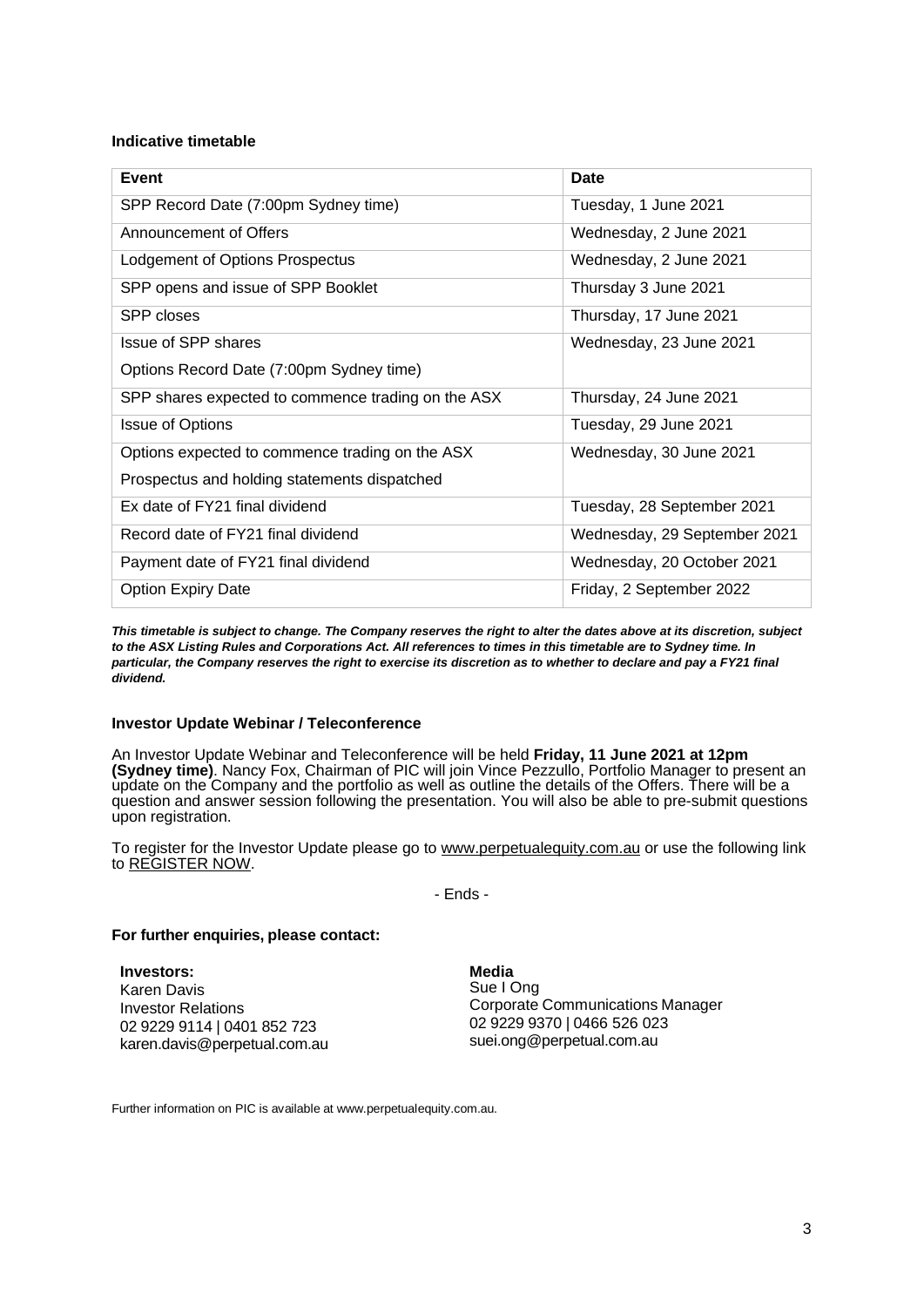**Indicative timetable**

| Event | Date |
| --- | --- |
| SPP Record Date (7:00pm Sydney time) | Tuesday, 1 June 2021 |
| Announcement of Offers | Wednesday, 2 June 2021 |
| Lodgement of Options Prospectus | Wednesday, 2 June 2021 |
| SPP opens and issue of SPP Booklet | Thursday 3 June 2021 |
| SPP closes | Thursday, 17 June 2021 |
| Issue of SPP shares<br>Options Record Date (7:00pm Sydney time) | Wednesday, 23 June 2021 |
| SPP shares expected to commence trading on the ASX | Thursday, 24 June 2021 |
| Issue of Options | Tuesday, 29 June 2021 |
| Options expected to commence trading on the ASX<br>Prospectus and holding statements dispatched | Wednesday, 30 June 2021 |
| Ex date of FY21 final dividend | Tuesday, 28 September 2021 |
| Record date of FY21 final dividend | Wednesday, 29 September 2021 |
| Payment date of FY21 final dividend | Wednesday, 20 October 2021 |
| Option Expiry Date | Friday, 2 September 2022 |

***This timetable is subject to change. The Company reserves the right to alter the dates above at its discretion, subject to the ASX Listing Rules and Corporations Act. All references to times in this timetable are to Sydney time. In particular, the Company reserves the right to exercise its discretion as to whether to declare and pay a FY21 final dividend.***

**Investor Update Webinar / Teleconference**

An Investor Update Webinar and Teleconference will be held **Friday, 11 June 2021 at 12pm (Sydney time)**. Nancy Fox, Chairman of PIC will join Vince Pezzullo, Portfolio Manager to present an update on the Company and the portfolio as well as outline the details of the Offers. There will be a question and answer session following the presentation. You will also be able to pre-submit questions upon registration.

To register for the Investor Update please go to www.perpetualequity.com.au or use the following link to REGISTER NOW.

- Ends -

**For further enquiries, please contact:**

**Investors:**
Karen Davis
Investor Relations
02 9229 9114 | 0401 852 723
karen.davis@perpetual.com.au

**Media**
Sue I Ong
Corporate Communications Manager
02 9229 9370 | 0466 526 023
suei.ong@perpetual.com.au

Further information on PIC is available at www.perpetualequity.com.au.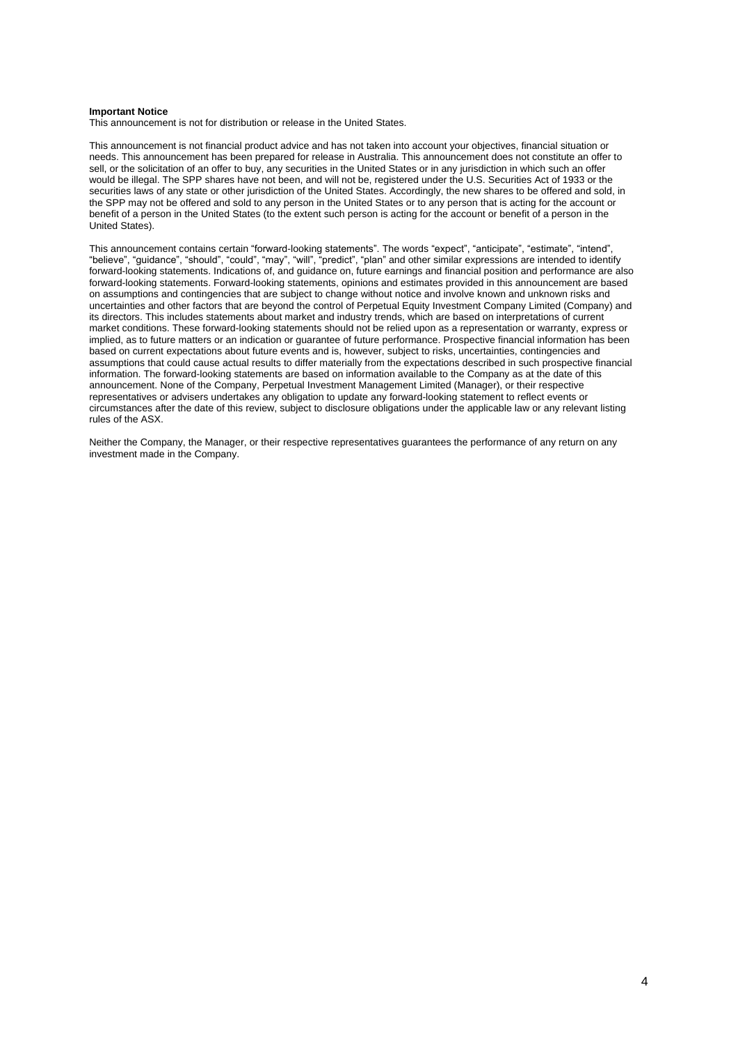**Important Notice**

This announcement is not for distribution or release in the United States.

This announcement is not financial product advice and has not taken into account your objectives, financial situation or needs. This announcement has been prepared for release in Australia. This announcement does not constitute an offer to sell, or the solicitation of an offer to buy, any securities in the United States or in any jurisdiction in which such an offer would be illegal. The SPP shares have not been, and will not be, registered under the U.S. Securities Act of 1933 or the securities laws of any state or other jurisdiction of the United States. Accordingly, the new shares to be offered and sold, in the SPP may not be offered and sold to any person in the United States or to any person that is acting for the account or benefit of a person in the United States (to the extent such person is acting for the account or benefit of a person in the United States).

This announcement contains certain "forward-looking statements". The words "expect", "anticipate", "estimate", "intend", "believe", "guidance", "should", "could", "may", "will", "predict", "plan" and other similar expressions are intended to identify forward-looking statements. Indications of, and guidance on, future earnings and financial position and performance are also forward-looking statements. Forward-looking statements, opinions and estimates provided in this announcement are based on assumptions and contingencies that are subject to change without notice and involve known and unknown risks and uncertainties and other factors that are beyond the control of Perpetual Equity Investment Company Limited (Company) and its directors. This includes statements about market and industry trends, which are based on interpretations of current market conditions. These forward-looking statements should not be relied upon as a representation or warranty, express or implied, as to future matters or an indication or guarantee of future performance. Prospective financial information has been based on current expectations about future events and is, however, subject to risks, uncertainties, contingencies and assumptions that could cause actual results to differ materially from the expectations described in such prospective financial information. The forward-looking statements are based on information available to the Company as at the date of this announcement. None of the Company, Perpetual Investment Management Limited (Manager), or their respective representatives or advisers undertakes any obligation to update any forward-looking statement to reflect events or circumstances after the date of this review, subject to disclosure obligations under the applicable law or any relevant listing rules of the ASX.

Neither the Company, the Manager, or their respective representatives guarantees the performance of any return on any investment made in the Company.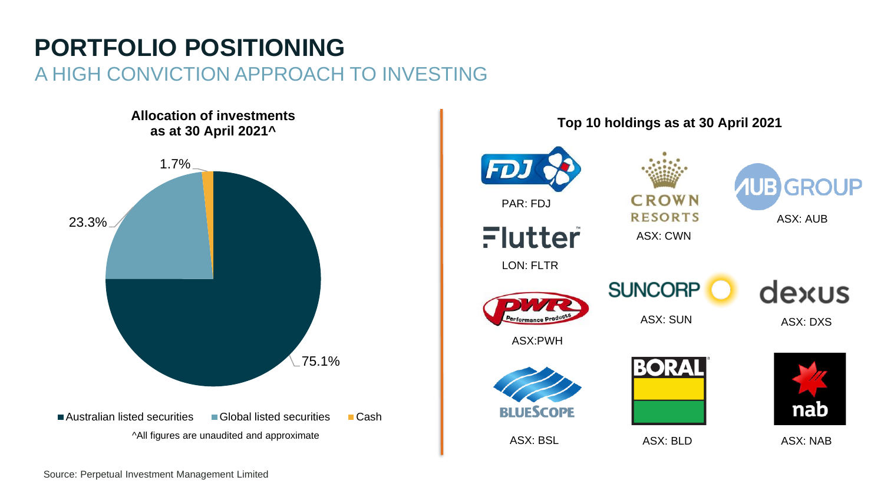# PORTFOLIO POSITIONING

## A HIGH CONVICTION APPROACH TO INVESTING

**Allocation of investments as at 30 April 2021^**

| Allocation | % |
|---|---|
| Australian listed securities | 75.1% |
| Global listed securities | 23.3% |
| Cash | 1.7% |

^All figures are unaudited and approximate

**Top 10 holdings as at 30 April 2021**

- PAR: FDJ
- LON: FLTR
- ASX: PWH
- ASX: BSL
- ASX: CWN
- ASX: SUN
- ASX: BLD
- ASX: AUB
- ASX: DXS
- ASX: NAB

Source: Perpetual Investment Management Limited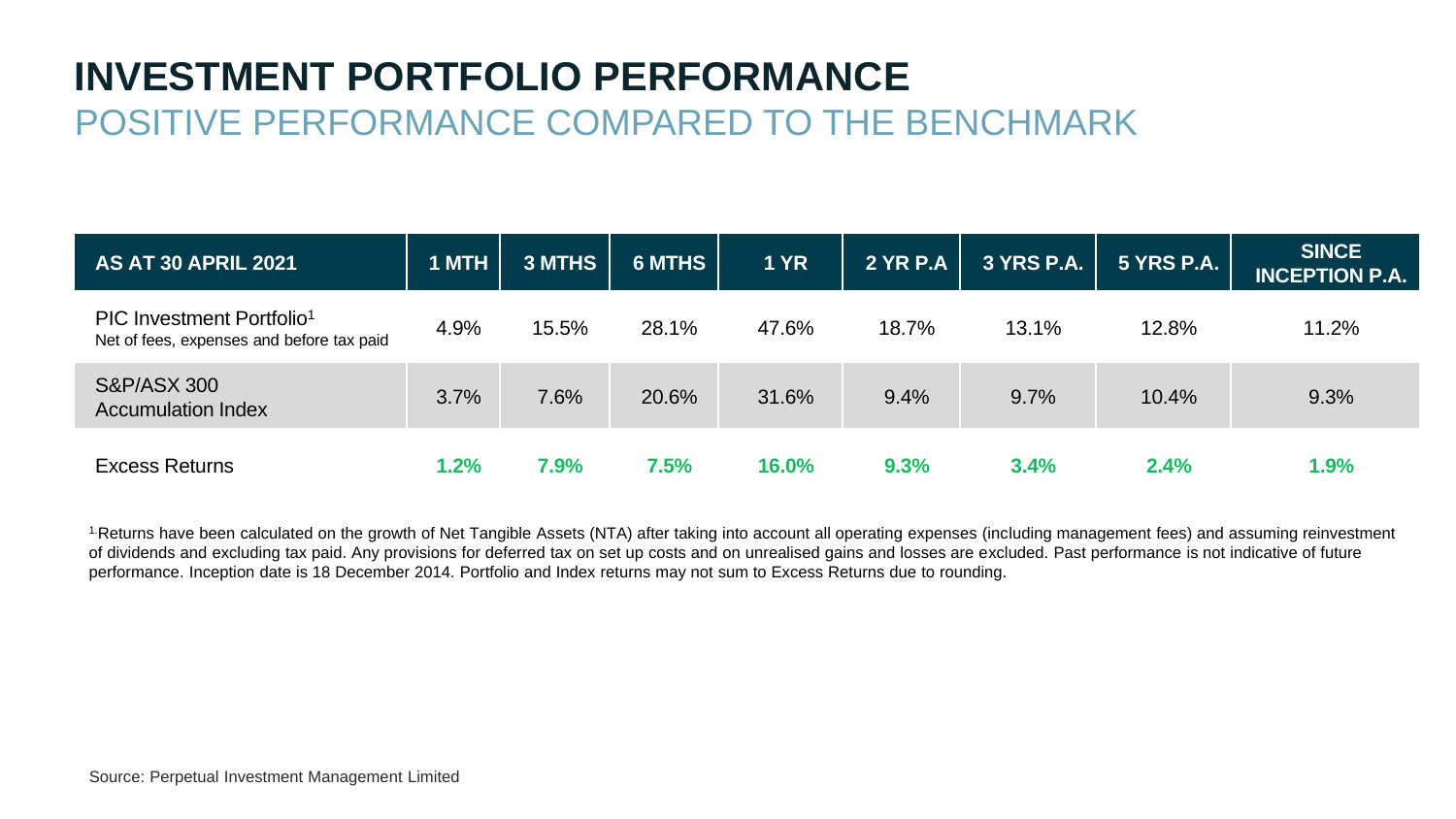# INVESTMENT PORTFOLIO PERFORMANCE

## POSITIVE PERFORMANCE COMPARED TO THE BENCHMARK

| AS AT 30 APRIL 2021 | 1 MTH | 3 MTHS | 6 MTHS | 1 YR | 2 YR P.A | 3 YRS P.A. | 5 YRS P.A. | SINCE INCEPTION P.A. |
|---|---|---|---|---|---|---|---|---|
| PIC Investment Portfolio[1] Net of fees, expenses and before tax paid | 4.9% | 15.5% | 28.1% | 47.6% | 18.7% | 13.1% | 12.8% | 11.2% |
| S&P/ASX 300 Accumulation Index | 3.7% | 7.6% | 20.6% | 31.6% | 9.4% | 9.7% | 10.4% | 9.3% |
| Excess Returns | **1.2%** | **7.9%** | **7.5%** | **16.0%** | **9.3%** | **3.4%** | **2.4%** | **1.9%** |

[1] Returns have been calculated on the growth of Net Tangible Assets (NTA) after taking into account all operating expenses (including management fees) and assuming reinvestment of dividends and excluding tax paid. Any provisions for deferred tax on set up costs and on unrealised gains and losses are excluded. Past performance is not indicative of future performance. Inception date is 18 December 2014. Portfolio and Index returns may not sum to Excess Returns due to rounding.

Source: Perpetual Investment Management Limited